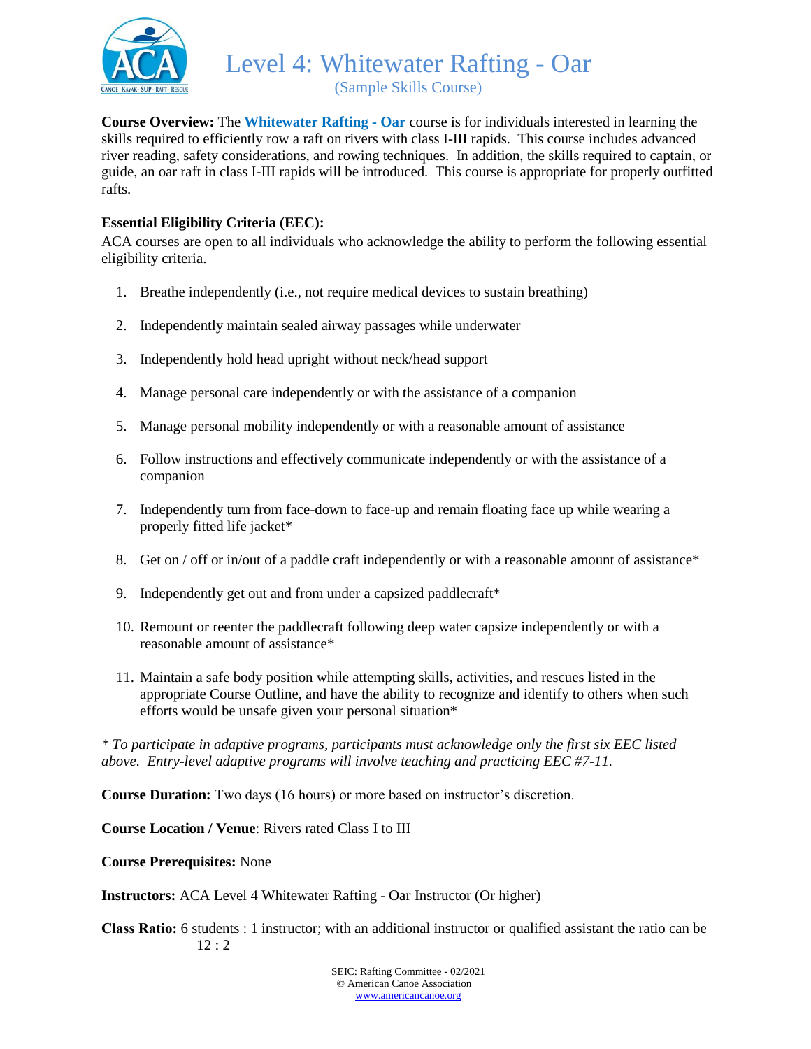# Level 4: Whitewater Rafting - Oar

(Sample Skills Course)

**Course Overview:** The **Whitewater Rafting - Oar** course is for individuals interested in learning the skills required to efficiently row a raft on rivers with class I-III rapids. This course includes advanced river reading, safety considerations, and rowing techniques. In addition, the skills required to captain, or guide, an oar raft in class I-III rapids will be introduced. This course is appropriate for properly outfitted rafts.

**Essential Eligibility Criteria (EEC):**

ACA courses are open to all individuals who acknowledge the ability to perform the following essential eligibility criteria.

1. Breathe independently (i.e., not require medical devices to sustain breathing)
2. Independently maintain sealed airway passages while underwater
3. Independently hold head upright without neck/head support
4. Manage personal care independently or with the assistance of a companion
5. Manage personal mobility independently or with a reasonable amount of assistance
6. Follow instructions and effectively communicate independently or with the assistance of a companion
7. Independently turn from face-down to face-up and remain floating face up while wearing a properly fitted life jacket*
8. Get on / off or in/out of a paddle craft independently or with a reasonable amount of assistance*
9. Independently get out and from under a capsized paddlecraft*
10. Remount or reenter the paddlecraft following deep water capsize independently or with a reasonable amount of assistance*
11. Maintain a safe body position while attempting skills, activities, and rescues listed in the appropriate Course Outline, and have the ability to recognize and identify to others when such efforts would be unsafe given your personal situation*

*\* To participate in adaptive programs, participants must acknowledge only the first six EEC listed above. Entry-level adaptive programs will involve teaching and practicing EEC #7-11.*

**Course Duration:** Two days (16 hours) or more based on instructor's discretion.

**Course Location / Venue**: Rivers rated Class I to III

**Course Prerequisites:** None

**Instructors:** ACA Level 4 Whitewater Rafting - Oar Instructor (Or higher)

**Class Ratio:** 6 students : 1 instructor; with an additional instructor or qualified assistant the ratio can be 12 : 2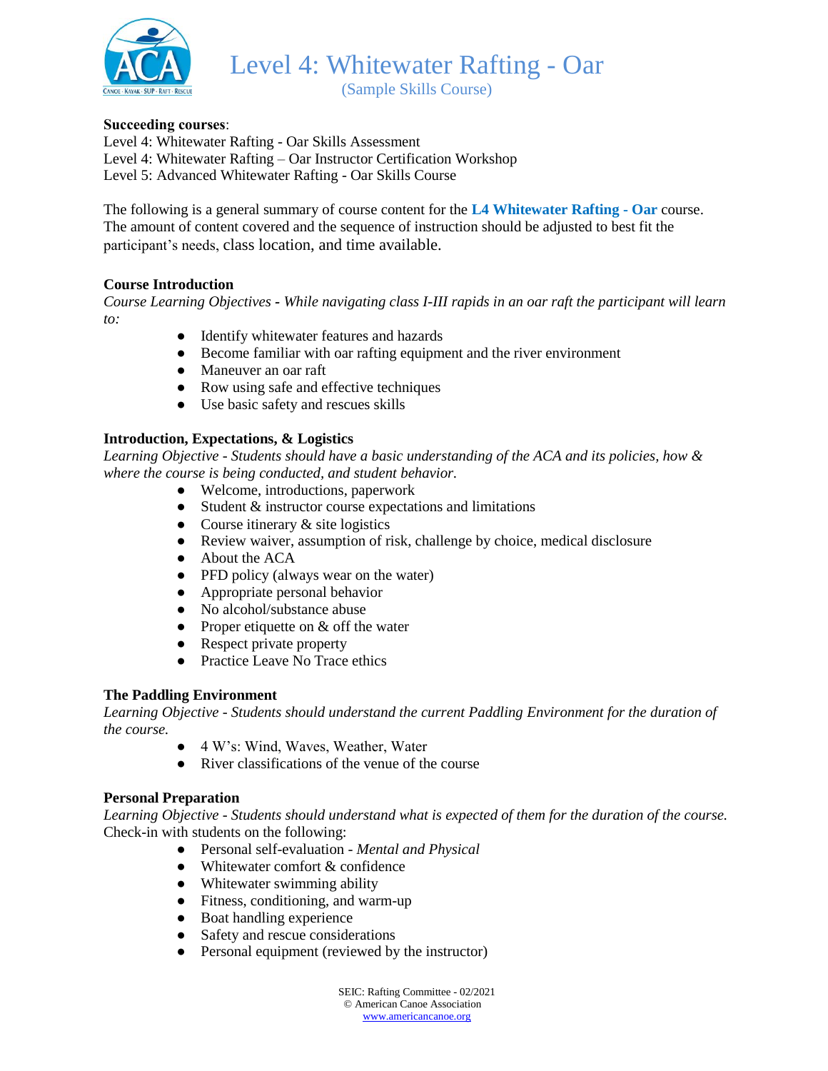# Level 4: Whitewater Rafting - Oar

(Sample Skills Course)

**Succeeding courses**:
Level 4: Whitewater Rafting - Oar Skills Assessment
Level 4: Whitewater Rafting – Oar Instructor Certification Workshop
Level 5: Advanced Whitewater Rafting - Oar Skills Course

The following is a general summary of course content for the **L4 Whitewater Rafting - Oar** course. The amount of content covered and the sequence of instruction should be adjusted to best fit the participant's needs, class location, and time available.

**Course Introduction**

*Course Learning Objectives - While navigating class I-III rapids in an oar raft the participant will learn to:*

- Identify whitewater features and hazards
- Become familiar with oar rafting equipment and the river environment
- Maneuver an oar raft
- Row using safe and effective techniques
- Use basic safety and rescues skills

**Introduction, Expectations, & Logistics**

*Learning Objective - Students should have a basic understanding of the ACA and its policies, how & where the course is being conducted, and student behavior.*

- Welcome, introductions, paperwork
- Student & instructor course expectations and limitations
- Course itinerary & site logistics
- Review waiver, assumption of risk, challenge by choice, medical disclosure
- About the ACA
- PFD policy (always wear on the water)
- Appropriate personal behavior
- No alcohol/substance abuse
- Proper etiquette on & off the water
- Respect private property
- Practice Leave No Trace ethics

**The Paddling Environment**

*Learning Objective - Students should understand the current Paddling Environment for the duration of the course.*

- 4 W's: Wind, Waves, Weather, Water
- River classifications of the venue of the course

**Personal Preparation**

*Learning Objective - Students should understand what is expected of them for the duration of the course.*
Check-in with students on the following:

- Personal self-evaluation - *Mental and Physical*
- Whitewater comfort & confidence
- Whitewater swimming ability
- Fitness, conditioning, and warm-up
- Boat handling experience
- Safety and rescue considerations
- Personal equipment (reviewed by the instructor)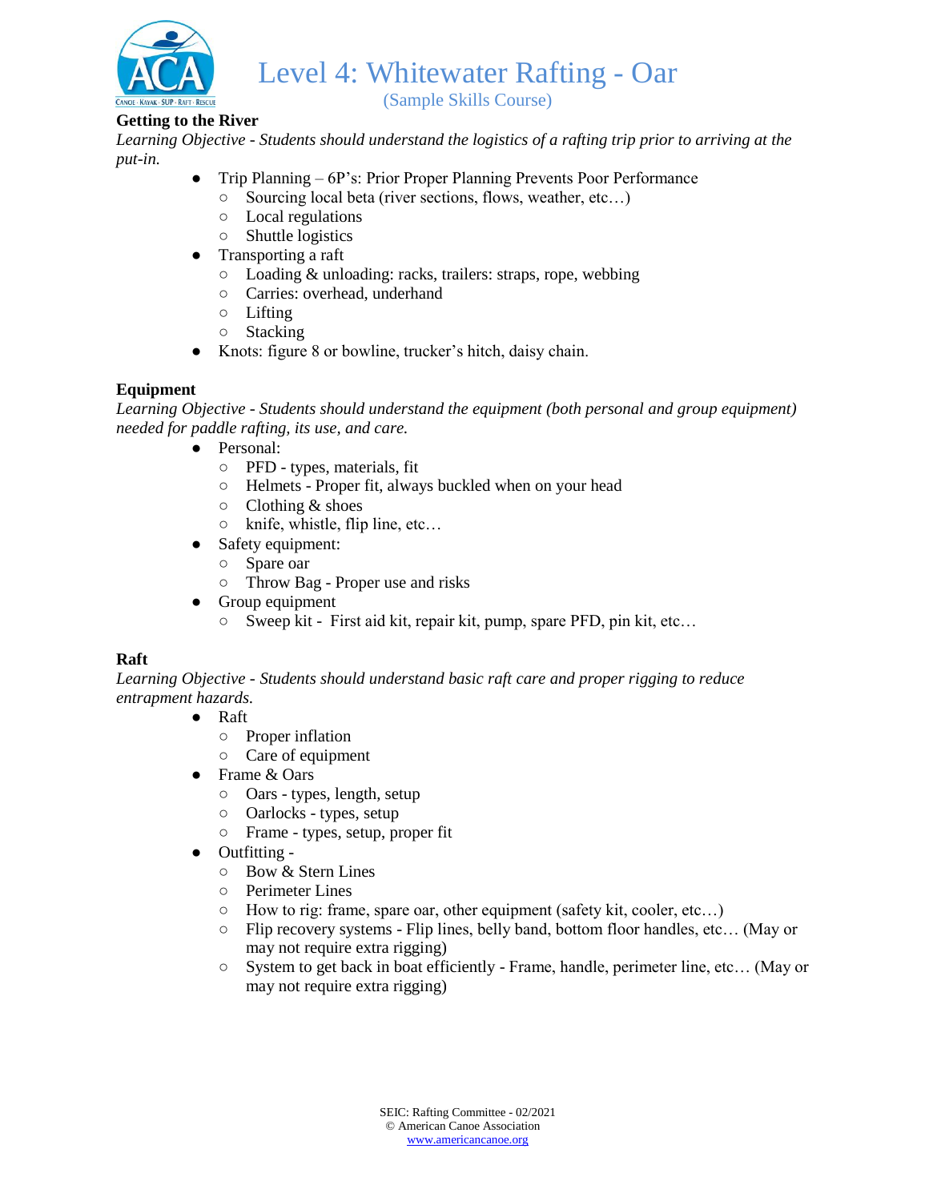# Level 4: Whitewater Rafting - Oar

(Sample Skills Course)

**Getting to the River**

*Learning Objective - Students should understand the logistics of a rafting trip prior to arriving at the put-in.*

- Trip Planning – 6P's: Prior Proper Planning Prevents Poor Performance
  - Sourcing local beta (river sections, flows, weather, etc…)
  - Local regulations
  - Shuttle logistics
- Transporting a raft
  - Loading & unloading: racks, trailers: straps, rope, webbing
  - Carries: overhead, underhand
  - Lifting
  - Stacking
- Knots: figure 8 or bowline, trucker's hitch, daisy chain.

**Equipment**

*Learning Objective - Students should understand the equipment (both personal and group equipment) needed for paddle rafting, its use, and care.*

- Personal:
  - PFD - types, materials, fit
  - Helmets - Proper fit, always buckled when on your head
  - Clothing & shoes
  - knife, whistle, flip line, etc…
- Safety equipment:
  - Spare oar
  - Throw Bag - Proper use and risks
- Group equipment
  - Sweep kit - First aid kit, repair kit, pump, spare PFD, pin kit, etc…

**Raft**

*Learning Objective - Students should understand basic raft care and proper rigging to reduce entrapment hazards.*

- Raft
  - Proper inflation
  - Care of equipment
- Frame & Oars
  - Oars - types, length, setup
  - Oarlocks - types, setup
  - Frame - types, setup, proper fit
- Outfitting -
  - Bow & Stern Lines
  - Perimeter Lines
  - How to rig: frame, spare oar, other equipment (safety kit, cooler, etc…)
  - Flip recovery systems - Flip lines, belly band, bottom floor handles, etc… (May or may not require extra rigging)
  - System to get back in boat efficiently - Frame, handle, perimeter line, etc… (May or may not require extra rigging)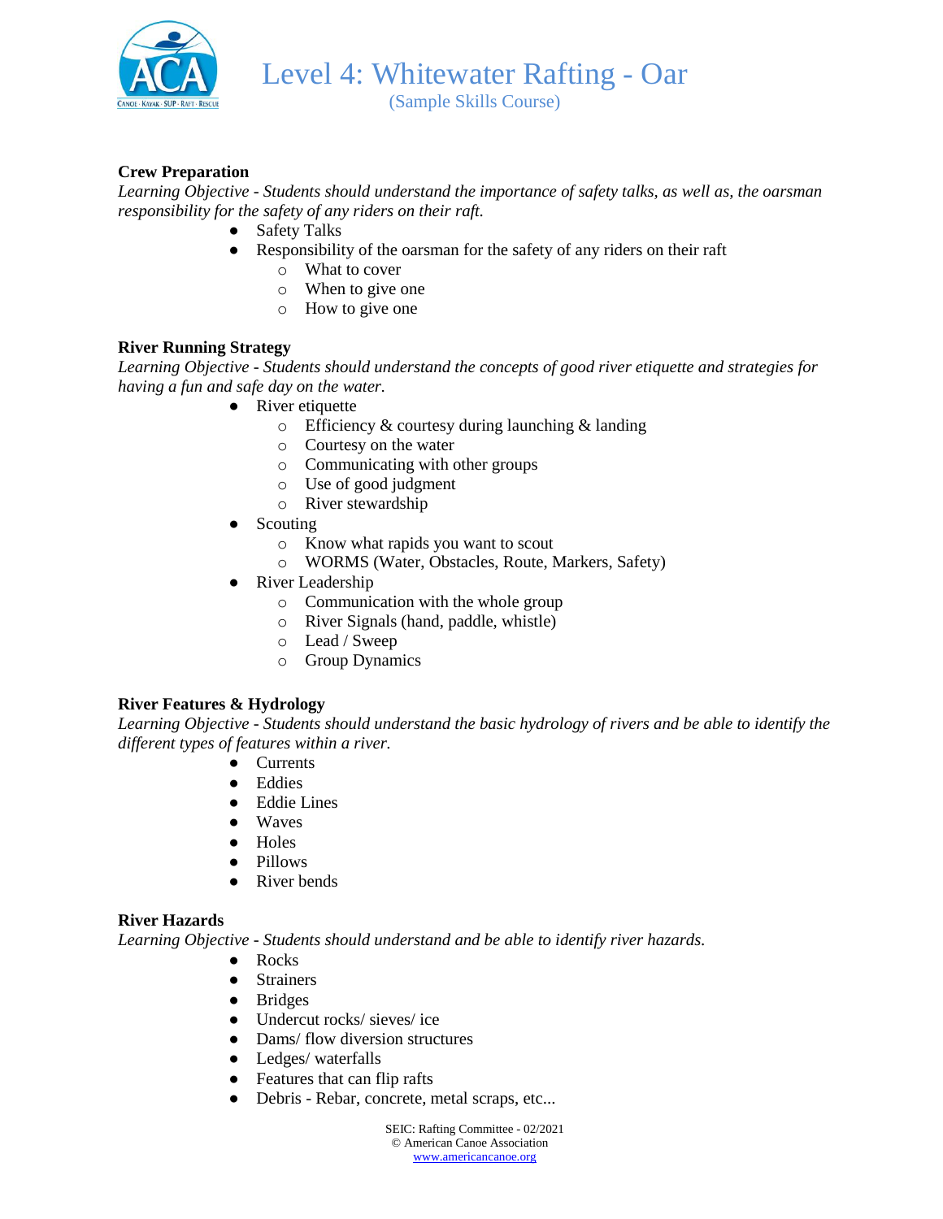# Level 4: Whitewater Rafting - Oar

(Sample Skills Course)

**Crew Preparation**

*Learning Objective - Students should understand the importance of safety talks, as well as, the oarsman responsibility for the safety of any riders on their raft.*

- Safety Talks
- Responsibility of the oarsman for the safety of any riders on their raft
  - What to cover
  - When to give one
  - How to give one

**River Running Strategy**

*Learning Objective - Students should understand the concepts of good river etiquette and strategies for having a fun and safe day on the water.*

- River etiquette
  - Efficiency & courtesy during launching & landing
  - Courtesy on the water
  - Communicating with other groups
  - Use of good judgment
  - River stewardship
- Scouting
  - Know what rapids you want to scout
  - WORMS (Water, Obstacles, Route, Markers, Safety)
- River Leadership
  - Communication with the whole group
  - River Signals (hand, paddle, whistle)
  - Lead / Sweep
  - Group Dynamics

**River Features & Hydrology**

*Learning Objective - Students should understand the basic hydrology of rivers and be able to identify the different types of features within a river.*

- Currents
- Eddies
- Eddie Lines
- Waves
- Holes
- Pillows
- River bends

**River Hazards**

*Learning Objective - Students should understand and be able to identify river hazards.*

- Rocks
- Strainers
- Bridges
- Undercut rocks/ sieves/ ice
- Dams/ flow diversion structures
- Ledges/ waterfalls
- Features that can flip rafts
- Debris - Rebar, concrete, metal scraps, etc...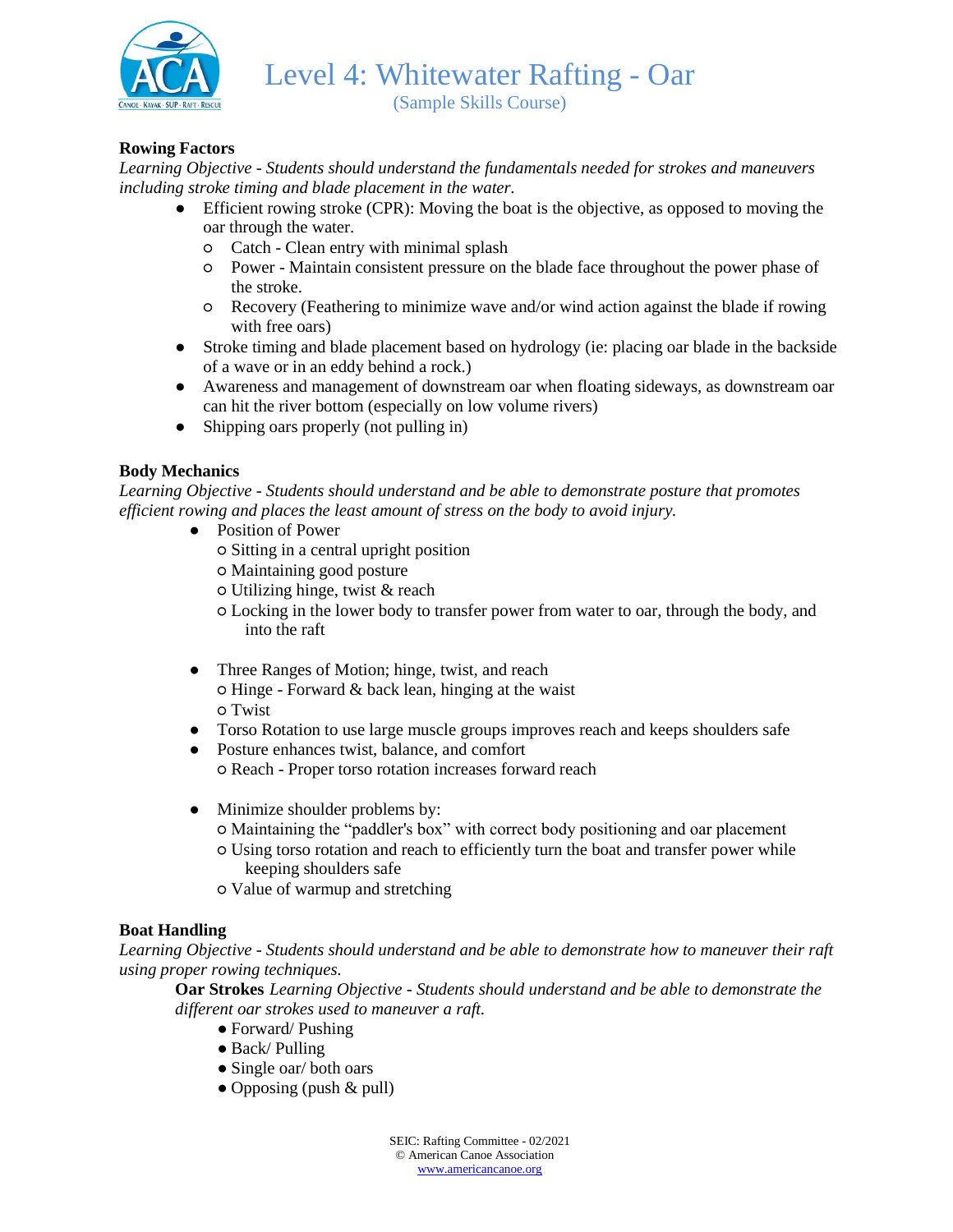# Level 4: Whitewater Rafting - Oar

(Sample Skills Course)

**Rowing Factors**

*Learning Objective - Students should understand the fundamentals needed for strokes and maneuvers including stroke timing and blade placement in the water.*

- Efficient rowing stroke (CPR): Moving the boat is the objective, as opposed to moving the oar through the water.
  - Catch - Clean entry with minimal splash
  - Power - Maintain consistent pressure on the blade face throughout the power phase of the stroke.
  - Recovery (Feathering to minimize wave and/or wind action against the blade if rowing with free oars)
- Stroke timing and blade placement based on hydrology (ie: placing oar blade in the backside of a wave or in an eddy behind a rock.)
- Awareness and management of downstream oar when floating sideways, as downstream oar can hit the river bottom (especially on low volume rivers)
- Shipping oars properly (not pulling in)

**Body Mechanics**

*Learning Objective - Students should understand and be able to demonstrate posture that promotes efficient rowing and places the least amount of stress on the body to avoid injury.*

- Position of Power
  - Sitting in a central upright position
  - Maintaining good posture
  - Utilizing hinge, twist & reach
  - Locking in the lower body to transfer power from water to oar, through the body, and into the raft

- Three Ranges of Motion; hinge, twist, and reach
  - Hinge - Forward & back lean, hinging at the waist
  - Twist
- Torso Rotation to use large muscle groups improves reach and keeps shoulders safe
- Posture enhances twist, balance, and comfort
  - Reach - Proper torso rotation increases forward reach

- Minimize shoulder problems by:
  - Maintaining the "paddler's box" with correct body positioning and oar placement
  - Using torso rotation and reach to efficiently turn the boat and transfer power while keeping shoulders safe
  - Value of warmup and stretching

**Boat Handling**

*Learning Objective - Students should understand and be able to demonstrate how to maneuver their raft using proper rowing techniques.*

**Oar Strokes** *Learning Objective - Students should understand and be able to demonstrate the different oar strokes used to maneuver a raft.*

- Forward/ Pushing
- Back/ Pulling
- Single oar/ both oars
- Opposing (push & pull)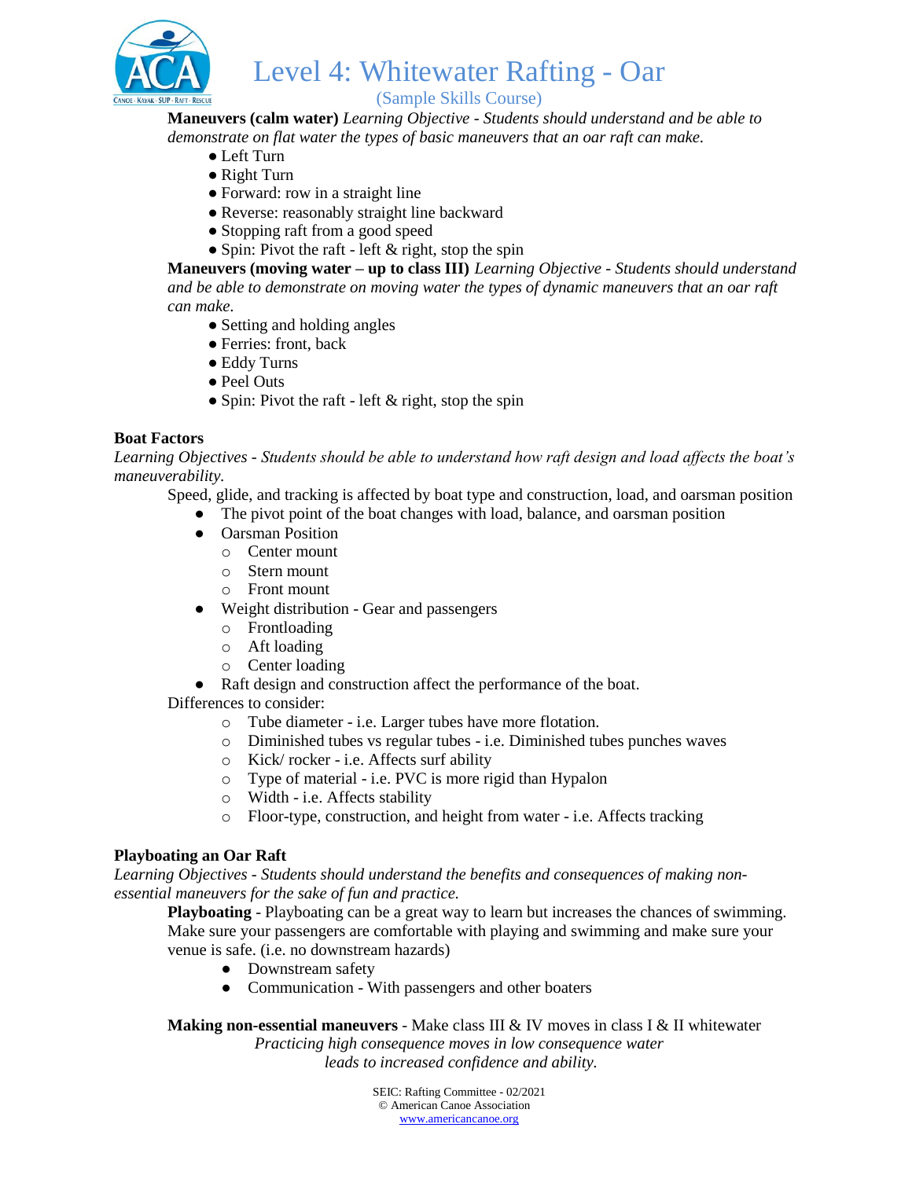**Maneuvers (calm water)** *Learning Objective - Students should understand and be able to demonstrate on flat water the types of basic maneuvers that an oar raft can make.*

- Left Turn
- Right Turn
- Forward: row in a straight line
- Reverse: reasonably straight line backward
- Stopping raft from a good speed
- Spin: Pivot the raft - left & right, stop the spin

**Maneuvers (moving water – up to class III)** *Learning Objective - Students should understand and be able to demonstrate on moving water the types of dynamic maneuvers that an oar raft can make.*

- Setting and holding angles
- Ferries: front, back
- Eddy Turns
- Peel Outs
- Spin: Pivot the raft - left & right, stop the spin

**Boat Factors**

*Learning Objectives - Students should be able to understand how raft design and load affects the boat's maneuverability.*

Speed, glide, and tracking is affected by boat type and construction, load, and oarsman position

- The pivot point of the boat changes with load, balance, and oarsman position
- Oarsman Position
  - Center mount
  - Stern mount
  - Front mount
- Weight distribution - Gear and passengers
  - Frontloading
  - Aft loading
  - Center loading
- Raft design and construction affect the performance of the boat.

Differences to consider:

- Tube diameter - i.e. Larger tubes have more flotation.
- Diminished tubes vs regular tubes - i.e. Diminished tubes punches waves
- Kick/ rocker - i.e. Affects surf ability
- Type of material - i.e. PVC is more rigid than Hypalon
- Width - i.e. Affects stability
- Floor-type, construction, and height from water - i.e. Affects tracking

**Playboating an Oar Raft**

*Learning Objectives - Students should understand the benefits and consequences of making non-essential maneuvers for the sake of fun and practice.*

**Playboating** - Playboating can be a great way to learn but increases the chances of swimming. Make sure your passengers are comfortable with playing and swimming and make sure your venue is safe. (i.e. no downstream hazards)

- Downstream safety
- Communication - With passengers and other boaters

**Making non-essential maneuvers** - Make class III & IV moves in class I & II whitewater

*Practicing high consequence moves in low consequence water leads to increased confidence and ability.*

SEIC: Rafting Committee - 02/2021
© American Canoe Association
www.americancanoe.org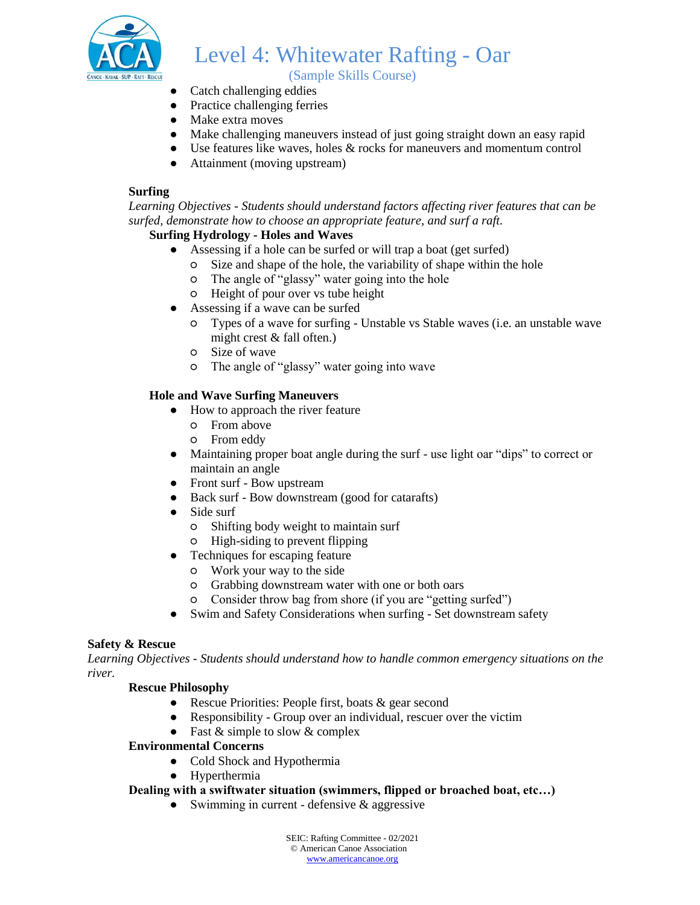- Catch challenging eddies
- Practice challenging ferries
- Make extra moves
- Make challenging maneuvers instead of just going straight down an easy rapid
- Use features like waves, holes & rocks for maneuvers and momentum control
- Attainment (moving upstream)

**Surfing**

*Learning Objectives - Students should understand factors affecting river features that can be surfed, demonstrate how to choose an appropriate feature, and surf a raft.*

**Surfing Hydrology - Holes and Waves**

- Assessing if a hole can be surfed or will trap a boat (get surfed)
  - Size and shape of the hole, the variability of shape within the hole
  - The angle of "glassy" water going into the hole
  - Height of pour over vs tube height
- Assessing if a wave can be surfed
  - Types of a wave for surfing - Unstable vs Stable waves (i.e. an unstable wave might crest & fall often.)
  - Size of wave
  - The angle of "glassy" water going into wave

**Hole and Wave Surfing Maneuvers**

- How to approach the river feature
  - From above
  - From eddy
- Maintaining proper boat angle during the surf - use light oar "dips" to correct or maintain an angle
- Front surf - Bow upstream
- Back surf - Bow downstream (good for catarafts)
- Side surf
  - Shifting body weight to maintain surf
  - High-siding to prevent flipping
- Techniques for escaping feature
  - Work your way to the side
  - Grabbing downstream water with one or both oars
  - Consider throw bag from shore (if you are "getting surfed")
- Swim and Safety Considerations when surfing - Set downstream safety

**Safety & Rescue**

*Learning Objectives - Students should understand how to handle common emergency situations on the river.*

**Rescue Philosophy**

- Rescue Priorities: People first, boats & gear second
- Responsibility - Group over an individual, rescuer over the victim
- Fast & simple to slow & complex

**Environmental Concerns**

- Cold Shock and Hypothermia
- Hyperthermia

**Dealing with a swiftwater situation (swimmers, flipped or broached boat, etc…)**

- Swimming in current - defensive & aggressive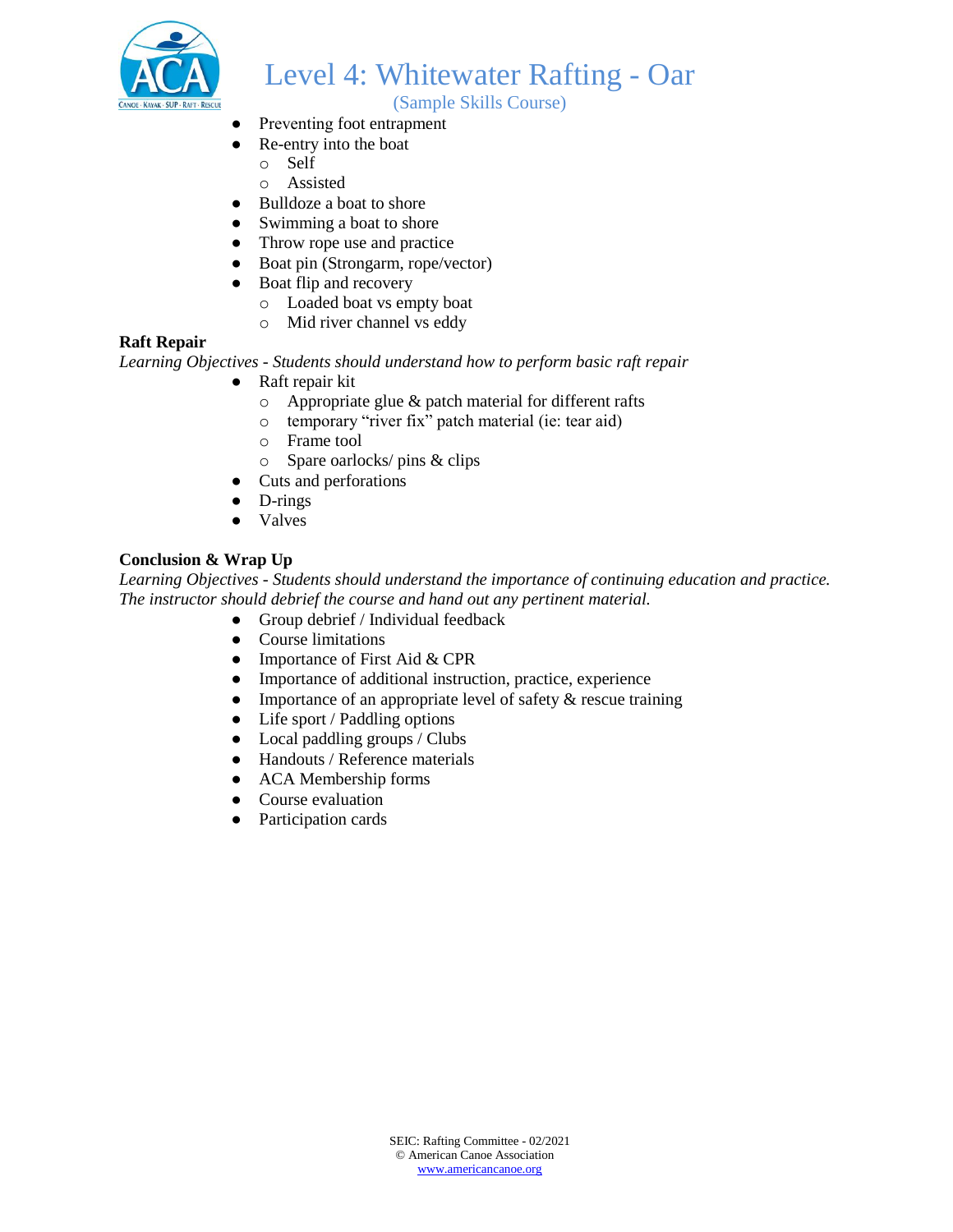- Preventing foot entrapment
- Re-entry into the boat
  - Self
  - Assisted
- Bulldoze a boat to shore
- Swimming a boat to shore
- Throw rope use and practice
- Boat pin (Strongarm, rope/vector)
- Boat flip and recovery
  - Loaded boat vs empty boat
  - Mid river channel vs eddy

**Raft Repair**

*Learning Objectives - Students should understand how to perform basic raft repair*

- Raft repair kit
  - Appropriate glue & patch material for different rafts
  - temporary "river fix" patch material (ie: tear aid)
  - Frame tool
  - Spare oarlocks/ pins & clips
- Cuts and perforations
- D-rings
- Valves

**Conclusion & Wrap Up**

*Learning Objectives - Students should understand the importance of continuing education and practice. The instructor should debrief the course and hand out any pertinent material.*

- Group debrief / Individual feedback
- Course limitations
- Importance of First Aid & CPR
- Importance of additional instruction, practice, experience
- Importance of an appropriate level of safety & rescue training
- Life sport / Paddling options
- Local paddling groups / Clubs
- Handouts / Reference materials
- ACA Membership forms
- Course evaluation
- Participation cards